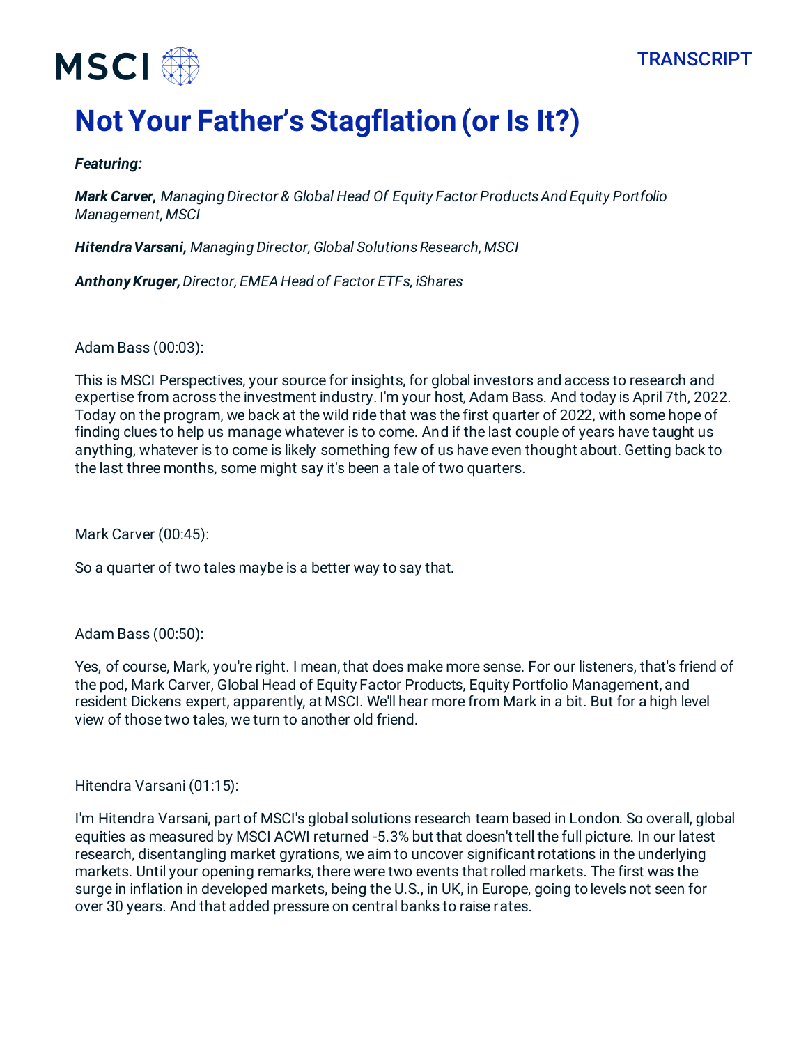# Not Your Father's Stagflation (or Is It?)

***Featuring:***

***Mark Carver,*** *Managing Director & Global Head Of Equity Factor Products And Equity Portfolio Management, MSCI*

***Hitendra Varsani,*** *Managing Director, Global Solutions Research, MSCI*

***Anthony Kruger,*** *Director, EMEA Head of Factor ETFs, iShares*

Adam Bass (00:03):

This is MSCI Perspectives, your source for insights, for global investors and access to research and expertise from across the investment industry. I'm your host, Adam Bass. And today is April 7th, 2022. Today on the program, we back at the wild ride that was the first quarter of 2022, with some hope of finding clues to help us manage whatever is to come. And if the last couple of years have taught us anything, whatever is to come is likely something few of us have even thought about. Getting back to the last three months, some might say it's been a tale of two quarters.

Mark Carver (00:45):

So a quarter of two tales maybe is a better way to say that.

Adam Bass (00:50):

Yes, of course, Mark, you're right. I mean, that does make more sense. For our listeners, that's friend of the pod, Mark Carver, Global Head of Equity Factor Products, Equity Portfolio Management, and resident Dickens expert, apparently, at MSCI. We'll hear more from Mark in a bit. But for a high level view of those two tales, we turn to another old friend.

Hitendra Varsani (01:15):

I'm Hitendra Varsani, part of MSCI's global solutions research team based in London. So overall, global equities as measured by MSCI ACWI returned -5.3% but that doesn't tell the full picture. In our latest research, disentangling market gyrations, we aim to uncover significant rotations in the underlying markets. Until your opening remarks, there were two events that rolled markets. The first was the surge in inflation in developed markets, being the U.S., in UK, in Europe, going to levels not seen for over 30 years. And that added pressure on central banks to raise rates.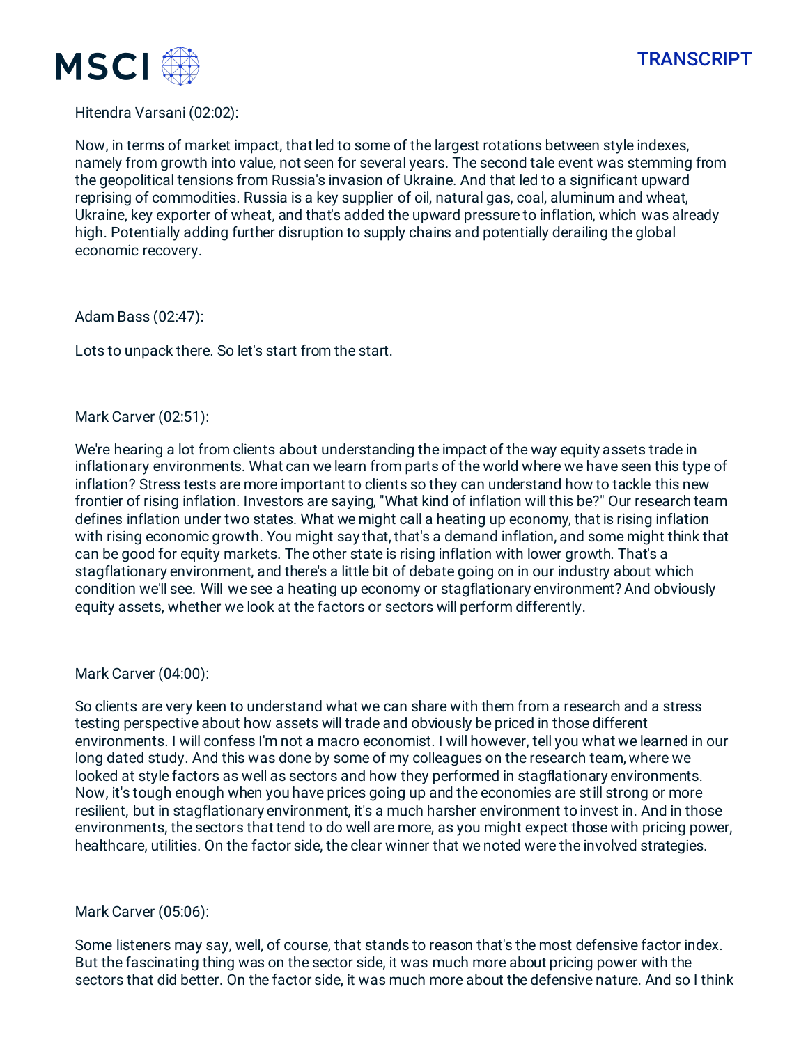Hitendra Varsani (02:02):

Now, in terms of market impact, that led to some of the largest rotations between style indexes, namely from growth into value, not seen for several years. The second tale event was stemming from the geopolitical tensions from Russia's invasion of Ukraine. And that led to a significant upward repricing of commodities. Russia is a key supplier of oil, natural gas, coal, aluminum and wheat, Ukraine, key exporter of wheat, and that's added the upward pressure to inflation, which was already high. Potentially adding further disruption to supply chains and potentially derailing the global economic recovery.

Adam Bass (02:47):

Lots to unpack there. So let's start from the start.

Mark Carver (02:51):

We're hearing a lot from clients about understanding the impact of the way equity assets trade in inflationary environments. What can we learn from parts of the world where we have seen this type of inflation? Stress tests are more important to clients so they can understand how to tackle this new frontier of rising inflation. Investors are saying, "What kind of inflation will this be?" Our research team defines inflation under two states. What we might call a heating up economy, that is rising inflation with rising economic growth. You might say that, that's a demand inflation, and some might think that can be good for equity markets. The other state is rising inflation with lower growth. That's a stagflationary environment, and there's a little bit of debate going on in our industry about which condition we'll see. Will we see a heating up economy or stagflationary environment? And obviously equity assets, whether we look at the factors or sectors will perform differently.

Mark Carver (04:00):

So clients are very keen to understand what we can share with them from a research and a stress testing perspective about how assets will trade and obviously be priced in those different environments. I will confess I'm not a macro economist. I will however, tell you what we learned in our long dated study. And this was done by some of my colleagues on the research team, where we looked at style factors as well as sectors and how they performed in stagflationary environments. Now, it's tough enough when you have prices going up and the economies are still strong or more resilient, but in stagflationary environment, it's a much harsher environment to invest in. And in those environments, the sectors that tend to do well are more, as you might expect those with pricing power, healthcare, utilities. On the factor side, the clear winner that we noted were the involved strategies.

Mark Carver (05:06):

Some listeners may say, well, of course, that stands to reason that's the most defensive factor index. But the fascinating thing was on the sector side, it was much more about pricing power with the sectors that did better. On the factor side, it was much more about the defensive nature. And so I think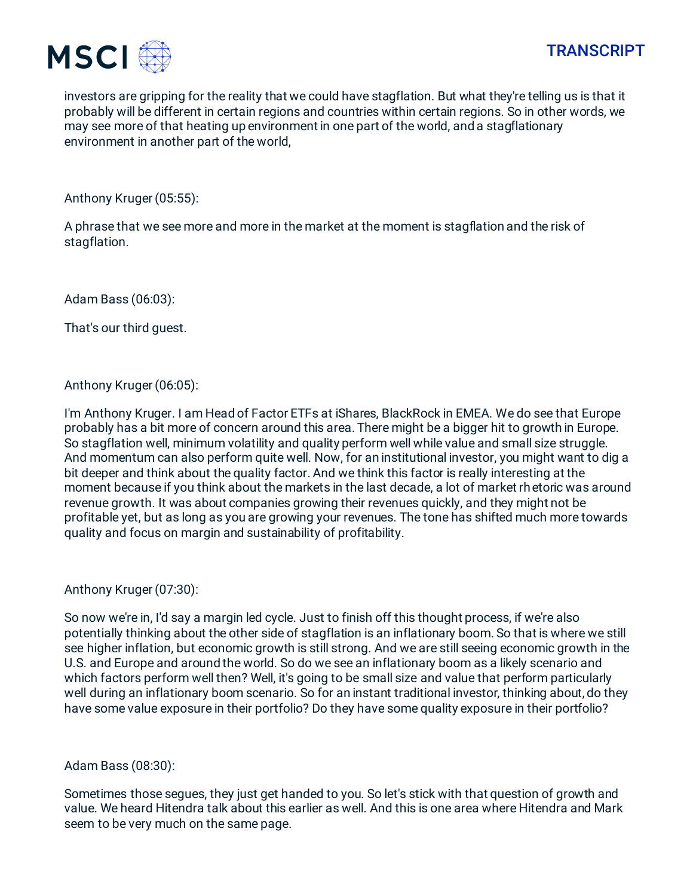investors are gripping for the reality that we could have stagflation. But what they're telling us is that it probably will be different in certain regions and countries within certain regions. So in other words, we may see more of that heating up environment in one part of the world, and a stagflationary environment in another part of the world,

Anthony Kruger (05:55):

A phrase that we see more and more in the market at the moment is stagflation and the risk of stagflation.

Adam Bass (06:03):

That's our third guest.

Anthony Kruger (06:05):

I'm Anthony Kruger. I am Head of Factor ETFs at iShares, BlackRock in EMEA. We do see that Europe probably has a bit more of concern around this area. There might be a bigger hit to growth in Europe. So stagflation well, minimum volatility and quality perform well while value and small size struggle. And momentum can also perform quite well. Now, for an institutional investor, you might want to dig a bit deeper and think about the quality factor. And we think this factor is really interesting at the moment because if you think about the markets in the last decade, a lot of market rhetoric was around revenue growth. It was about companies growing their revenues quickly, and they might not be profitable yet, but as long as you are growing your revenues. The tone has shifted much more towards quality and focus on margin and sustainability of profitability.

Anthony Kruger (07:30):

So now we're in, I'd say a margin led cycle. Just to finish off this thought process, if we're also potentially thinking about the other side of stagflation is an inflationary boom. So that is where we still see higher inflation, but economic growth is still strong. And we are still seeing economic growth in the U.S. and Europe and around the world. So do we see an inflationary boom as a likely scenario and which factors perform well then? Well, it's going to be small size and value that perform particularly well during an inflationary boom scenario. So for an instant traditional investor, thinking about, do they have some value exposure in their portfolio? Do they have some quality exposure in their portfolio?

Adam Bass (08:30):

Sometimes those segues, they just get handed to you. So let's stick with that question of growth and value. We heard Hitendra talk about this earlier as well. And this is one area where Hitendra and Mark seem to be very much on the same page.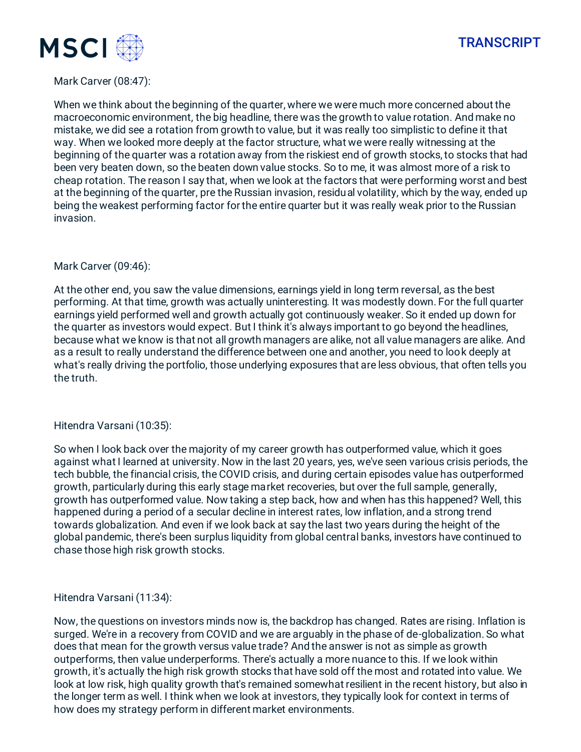Mark Carver (08:47):

When we think about the beginning of the quarter, where we were much more concerned about the macroeconomic environment, the big headline, there was the growth to value rotation. And make no mistake, we did see a rotation from growth to value, but it was really too simplistic to define it that way. When we looked more deeply at the factor structure, what we were really witnessing at the beginning of the quarter was a rotation away from the riskiest end of growth stocks, to stocks that had been very beaten down, so the beaten down value stocks. So to me, it was almost more of a risk to cheap rotation. The reason I say that, when we look at the factors that were performing worst and best at the beginning of the quarter, pre the Russian invasion, residual volatility, which by the way, ended up being the weakest performing factor for the entire quarter but it was really weak prior to the Russian invasion.

Mark Carver (09:46):

At the other end, you saw the value dimensions, earnings yield in long term reversal, as the best performing. At that time, growth was actually uninteresting. It was modestly down. For the full quarter earnings yield performed well and growth actually got continuously weaker. So it ended up down for the quarter as investors would expect. But I think it's always important to go beyond the headlines, because what we know is that not all growth managers are alike, not all value managers are alike. And as a result to really understand the difference between one and another, you need to look deeply at what's really driving the portfolio, those underlying exposures that are less obvious, that often tells you the truth.

Hitendra Varsani (10:35):

So when I look back over the majority of my career growth has outperformed value, which it goes against what I learned at university. Now in the last 20 years, yes, we've seen various crisis periods, the tech bubble, the financial crisis, the COVID crisis, and during certain episodes value has outperformed growth, particularly during this early stage market recoveries, but over the full sample, generally, growth has outperformed value. Now taking a step back, how and when has this happened? Well, this happened during a period of a secular decline in interest rates, low inflation, and a strong trend towards globalization. And even if we look back at say the last two years during the height of the global pandemic, there's been surplus liquidity from global central banks, investors have continued to chase those high risk growth stocks.

Hitendra Varsani (11:34):

Now, the questions on investors minds now is, the backdrop has changed. Rates are rising. Inflation is surged. We're in a recovery from COVID and we are arguably in the phase of de-globalization. So what does that mean for the growth versus value trade? And the answer is not as simple as growth outperforms, then value underperforms. There's actually a more nuance to this. If we look within growth, it's actually the high risk growth stocks that have sold off the most and rotated into value. We look at low risk, high quality growth that's remained somewhat resilient in the recent history, but also in the longer term as well. I think when we look at investors, they typically look for context in terms of how does my strategy perform in different market environments.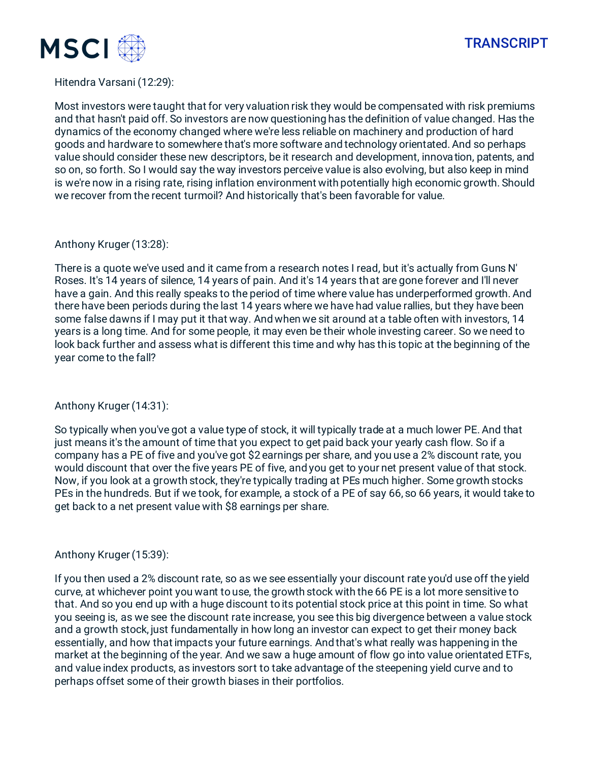Hitendra Varsani (12:29):

Most investors were taught that for very valuation risk they would be compensated with risk premiums and that hasn't paid off. So investors are now questioning has the definition of value changed. Has the dynamics of the economy changed where we're less reliable on machinery and production of hard goods and hardware to somewhere that's more software and technology orientated. And so perhaps value should consider these new descriptors, be it research and development, innovation, patents, and so on, so forth. So I would say the way investors perceive value is also evolving, but also keep in mind is we're now in a rising rate, rising inflation environment with potentially high economic growth. Should we recover from the recent turmoil? And historically that's been favorable for value.

Anthony Kruger (13:28):

There is a quote we've used and it came from a research notes I read, but it's actually from Guns N' Roses. It's 14 years of silence, 14 years of pain. And it's 14 years that are gone forever and I'll never have a gain. And this really speaks to the period of time where value has underperformed growth. And there have been periods during the last 14 years where we have had value rallies, but they have been some false dawns if I may put it that way. And when we sit around at a table often with investors, 14 years is a long time. And for some people, it may even be their whole investing career. So we need to look back further and assess what is different this time and why has this topic at the beginning of the year come to the fall?

Anthony Kruger (14:31):

So typically when you've got a value type of stock, it will typically trade at a much lower PE. And that just means it's the amount of time that you expect to get paid back your yearly cash flow. So if a company has a PE of five and you've got $2 earnings per share, and you use a 2% discount rate, you would discount that over the five years PE of five, and you get to your net present value of that stock. Now, if you look at a growth stock, they're typically trading at PEs much higher. Some growth stocks PEs in the hundreds. But if we took, for example, a stock of a PE of say 66, so 66 years, it would take to get back to a net present value with $8 earnings per share.

Anthony Kruger (15:39):

If you then used a 2% discount rate, so as we see essentially your discount rate you'd use off the yield curve, at whichever point you want to use, the growth stock with the 66 PE is a lot more sensitive to that. And so you end up with a huge discount to its potential stock price at this point in time. So what you seeing is, as we see the discount rate increase, you see this big divergence between a value stock and a growth stock, just fundamentally in how long an investor can expect to get their money back essentially, and how that impacts your future earnings. And that's what really was happening in the market at the beginning of the year. And we saw a huge amount of flow go into value orientated ETFs, and value index products, as investors sort to take advantage of the steepening yield curve and to perhaps offset some of their growth biases in their portfolios.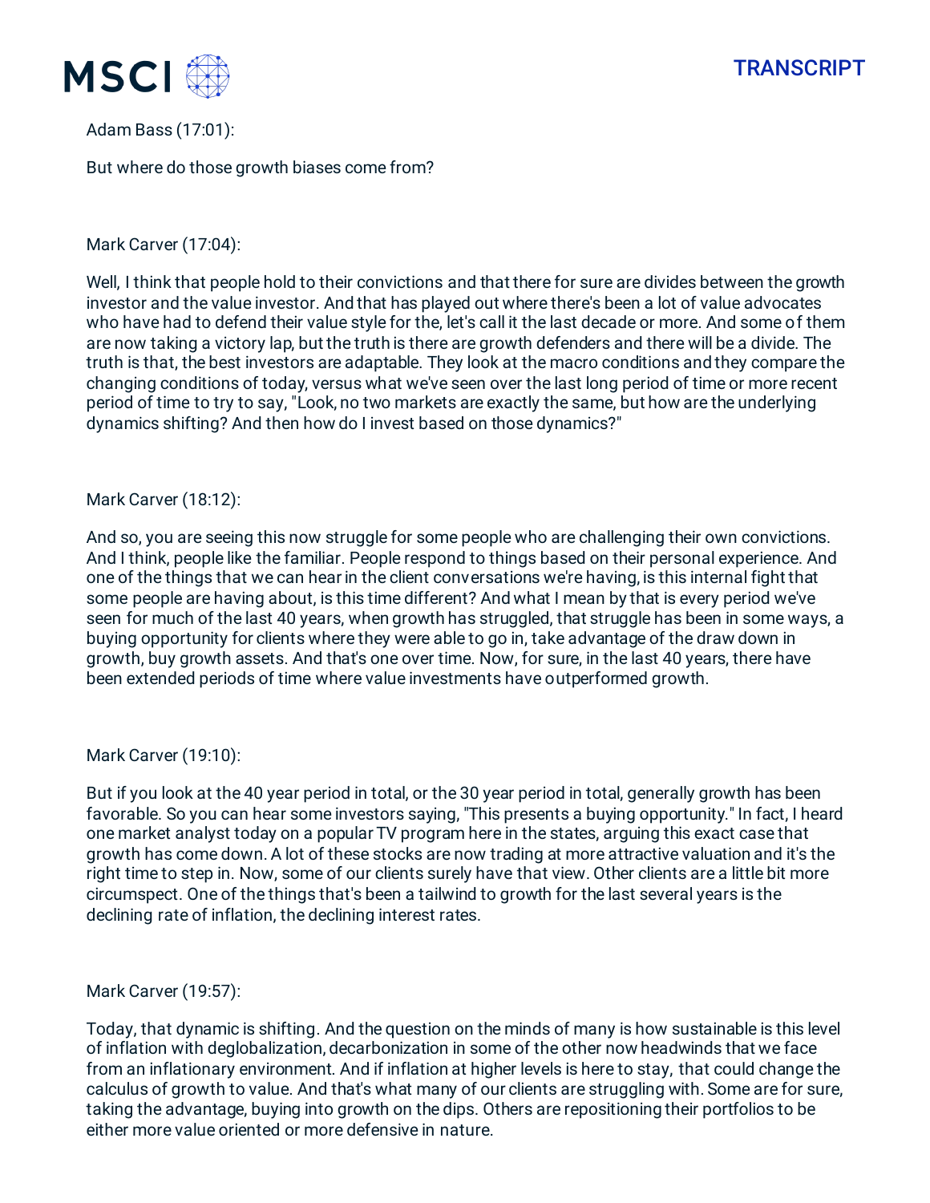Adam Bass (17:01):

But where do those growth biases come from?

Mark Carver (17:04):

Well, I think that people hold to their convictions and that there for sure are divides between the growth investor and the value investor. And that has played out where there's been a lot of value advocates who have had to defend their value style for the, let's call it the last decade or more. And some of them are now taking a victory lap, but the truth is there are growth defenders and there will be a divide. The truth is that, the best investors are adaptable. They look at the macro conditions and they compare the changing conditions of today, versus what we've seen over the last long period of time or more recent period of time to try to say, "Look, no two markets are exactly the same, but how are the underlying dynamics shifting? And then how do I invest based on those dynamics?"

Mark Carver (18:12):

And so, you are seeing this now struggle for some people who are challenging their own convictions. And I think, people like the familiar. People respond to things based on their personal experience. And one of the things that we can hear in the client conversations we're having, is this internal fight that some people are having about, is this time different? And what I mean by that is every period we've seen for much of the last 40 years, when growth has struggled, that struggle has been in some ways, a buying opportunity for clients where they were able to go in, take advantage of the draw down in growth, buy growth assets. And that's one over time. Now, for sure, in the last 40 years, there have been extended periods of time where value investments have outperformed growth.

Mark Carver (19:10):

But if you look at the 40 year period in total, or the 30 year period in total, generally growth has been favorable. So you can hear some investors saying, "This presents a buying opportunity." In fact, I heard one market analyst today on a popular TV program here in the states, arguing this exact case that growth has come down. A lot of these stocks are now trading at more attractive valuation and it's the right time to step in. Now, some of our clients surely have that view. Other clients are a little bit more circumspect. One of the things that's been a tailwind to growth for the last several years is the declining rate of inflation, the declining interest rates.

Mark Carver (19:57):

Today, that dynamic is shifting. And the question on the minds of many is how sustainable is this level of inflation with deglobalization, decarbonization in some of the other now headwinds that we face from an inflationary environment. And if inflation at higher levels is here to stay, that could change the calculus of growth to value. And that's what many of our clients are struggling with. Some are for sure, taking the advantage, buying into growth on the dips. Others are repositioning their portfolios to be either more value oriented or more defensive in nature.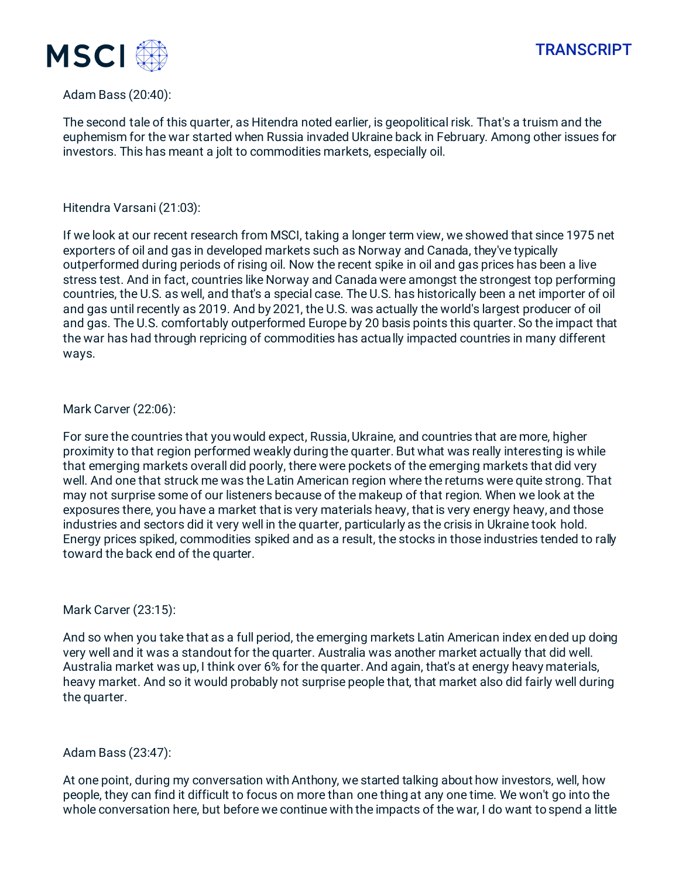Adam Bass (20:40):

The second tale of this quarter, as Hitendra noted earlier, is geopolitical risk. That's a truism and the euphemism for the war started when Russia invaded Ukraine back in February. Among other issues for investors. This has meant a jolt to commodities markets, especially oil.

Hitendra Varsani (21:03):

If we look at our recent research from MSCI, taking a longer term view, we showed that since 1975 net exporters of oil and gas in developed markets such as Norway and Canada, they've typically outperformed during periods of rising oil. Now the recent spike in oil and gas prices has been a live stress test. And in fact, countries like Norway and Canada were amongst the strongest top performing countries, the U.S. as well, and that's a special case. The U.S. has historically been a net importer of oil and gas until recently as 2019. And by 2021, the U.S. was actually the world's largest producer of oil and gas. The U.S. comfortably outperformed Europe by 20 basis points this quarter. So the impact that the war has had through repricing of commodities has actually impacted countries in many different ways.

Mark Carver (22:06):

For sure the countries that you would expect, Russia, Ukraine, and countries that are more, higher proximity to that region performed weakly during the quarter. But what was really interesting is while that emerging markets overall did poorly, there were pockets of the emerging markets that did very well. And one that struck me was the Latin American region where the returns were quite strong. That may not surprise some of our listeners because of the makeup of that region. When we look at the exposures there, you have a market that is very materials heavy, that is very energy heavy, and those industries and sectors did it very well in the quarter, particularly as the crisis in Ukraine took hold. Energy prices spiked, commodities spiked and as a result, the stocks in those industries tended to rally toward the back end of the quarter.

Mark Carver (23:15):

And so when you take that as a full period, the emerging markets Latin American index ended up doing very well and it was a standout for the quarter. Australia was another market actually that did well. Australia market was up, I think over 6% for the quarter. And again, that's at energy heavy materials, heavy market. And so it would probably not surprise people that, that market also did fairly well during the quarter.

Adam Bass (23:47):

At one point, during my conversation with Anthony, we started talking about how investors, well, how people, they can find it difficult to focus on more than one thing at any one time. We won't go into the whole conversation here, but before we continue with the impacts of the war, I do want to spend a little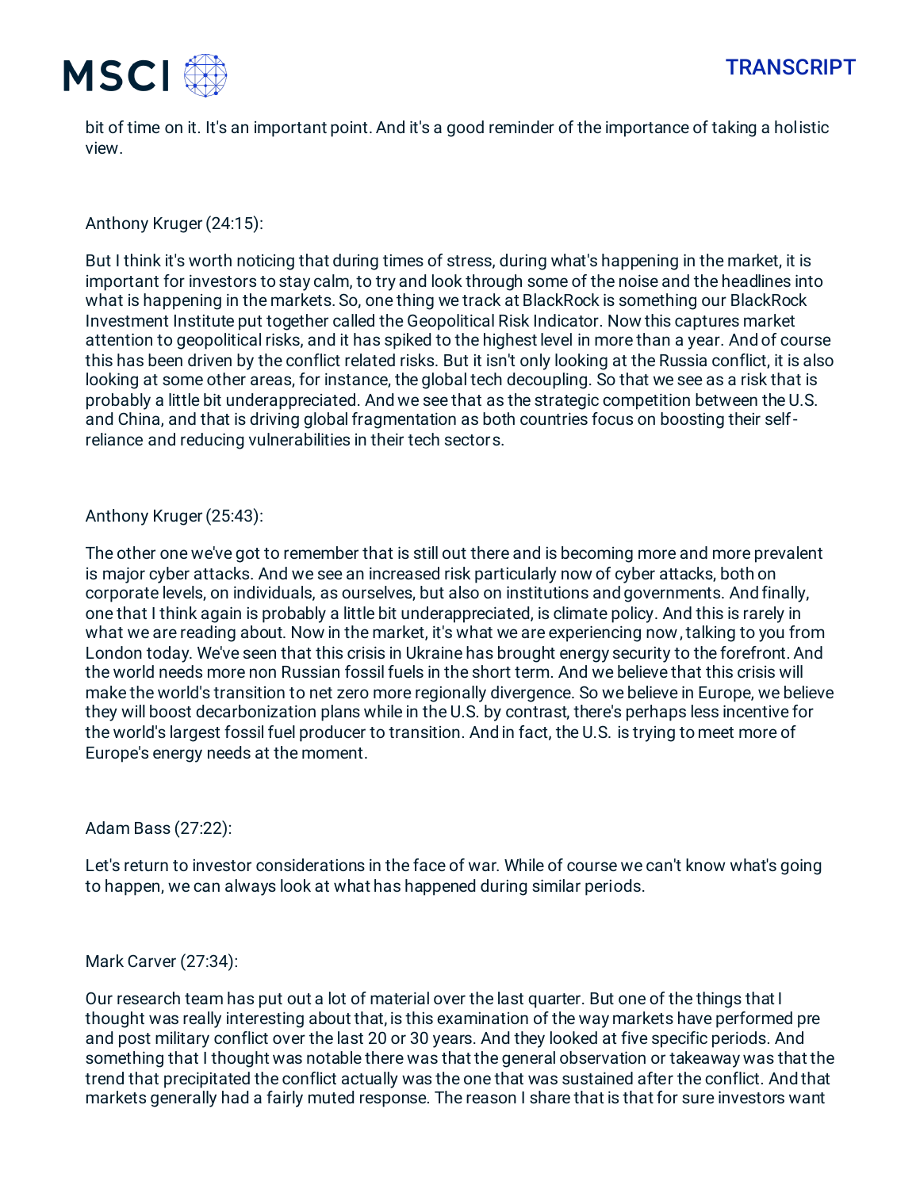bit of time on it. It's an important point. And it's a good reminder of the importance of taking a holistic view.

Anthony Kruger (24:15):

But I think it's worth noticing that during times of stress, during what's happening in the market, it is important for investors to stay calm, to try and look through some of the noise and the headlines into what is happening in the markets. So, one thing we track at BlackRock is something our BlackRock Investment Institute put together called the Geopolitical Risk Indicator. Now this captures market attention to geopolitical risks, and it has spiked to the highest level in more than a year. And of course this has been driven by the conflict related risks. But it isn't only looking at the Russia conflict, it is also looking at some other areas, for instance, the global tech decoupling. So that we see as a risk that is probably a little bit underappreciated. And we see that as the strategic competition between the U.S. and China, and that is driving global fragmentation as both countries focus on boosting their self-reliance and reducing vulnerabilities in their tech sectors.

Anthony Kruger (25:43):

The other one we've got to remember that is still out there and is becoming more and more prevalent is major cyber attacks. And we see an increased risk particularly now of cyber attacks, both on corporate levels, on individuals, as ourselves, but also on institutions and governments. And finally, one that I think again is probably a little bit underappreciated, is climate policy. And this is rarely in what we are reading about. Now in the market, it's what we are experiencing now, talking to you from London today. We've seen that this crisis in Ukraine has brought energy security to the forefront. And the world needs more non Russian fossil fuels in the short term. And we believe that this crisis will make the world's transition to net zero more regionally divergence. So we believe in Europe, we believe they will boost decarbonization plans while in the U.S. by contrast, there's perhaps less incentive for the world's largest fossil fuel producer to transition. And in fact, the U.S. is trying to meet more of Europe's energy needs at the moment.

Adam Bass (27:22):

Let's return to investor considerations in the face of war. While of course we can't know what's going to happen, we can always look at what has happened during similar periods.

Mark Carver (27:34):

Our research team has put out a lot of material over the last quarter. But one of the things that I thought was really interesting about that, is this examination of the way markets have performed pre and post military conflict over the last 20 or 30 years. And they looked at five specific periods. And something that I thought was notable there was that the general observation or takeaway was that the trend that precipitated the conflict actually was the one that was sustained after the conflict. And that markets generally had a fairly muted response. The reason I share that is that for sure investors want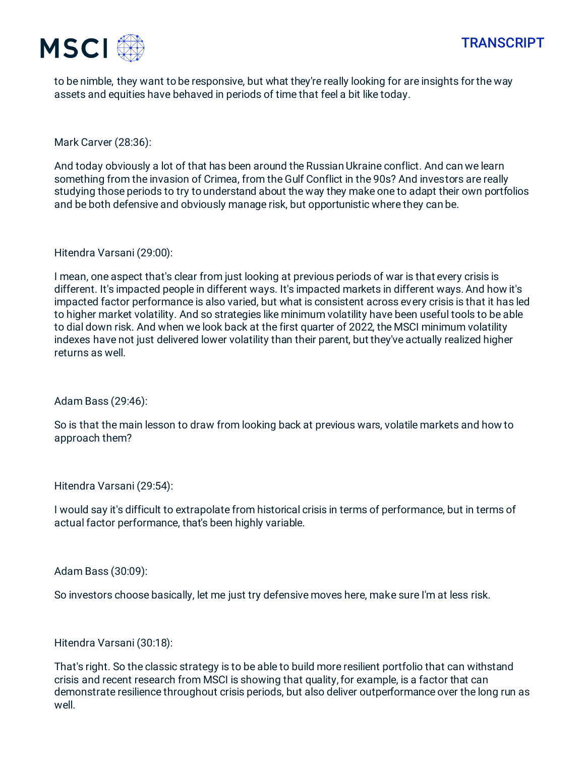to be nimble, they want to be responsive, but what they're really looking for are insights for the way assets and equities have behaved in periods of time that feel a bit like today.

Mark Carver (28:36):

And today obviously a lot of that has been around the Russian Ukraine conflict. And can we learn something from the invasion of Crimea, from the Gulf Conflict in the 90s? And investors are really studying those periods to try to understand about the way they make one to adapt their own portfolios and be both defensive and obviously manage risk, but opportunistic where they can be.

Hitendra Varsani (29:00):

I mean, one aspect that's clear from just looking at previous periods of war is that every crisis is different. It's impacted people in different ways. It's impacted markets in different ways. And how it's impacted factor performance is also varied, but what is consistent across every crisis is that it has led to higher market volatility. And so strategies like minimum volatility have been useful tools to be able to dial down risk. And when we look back at the first quarter of 2022, the MSCI minimum volatility indexes have not just delivered lower volatility than their parent, but they've actually realized higher returns as well.

Adam Bass (29:46):

So is that the main lesson to draw from looking back at previous wars, volatile markets and how to approach them?

Hitendra Varsani (29:54):

I would say it's difficult to extrapolate from historical crisis in terms of performance, but in terms of actual factor performance, that's been highly variable.

Adam Bass (30:09):

So investors choose basically, let me just try defensive moves here, make sure I'm at less risk.

Hitendra Varsani (30:18):

That's right. So the classic strategy is to be able to build more resilient portfolio that can withstand crisis and recent research from MSCI is showing that quality, for example, is a factor that can demonstrate resilience throughout crisis periods, but also deliver outperformance over the long run as well.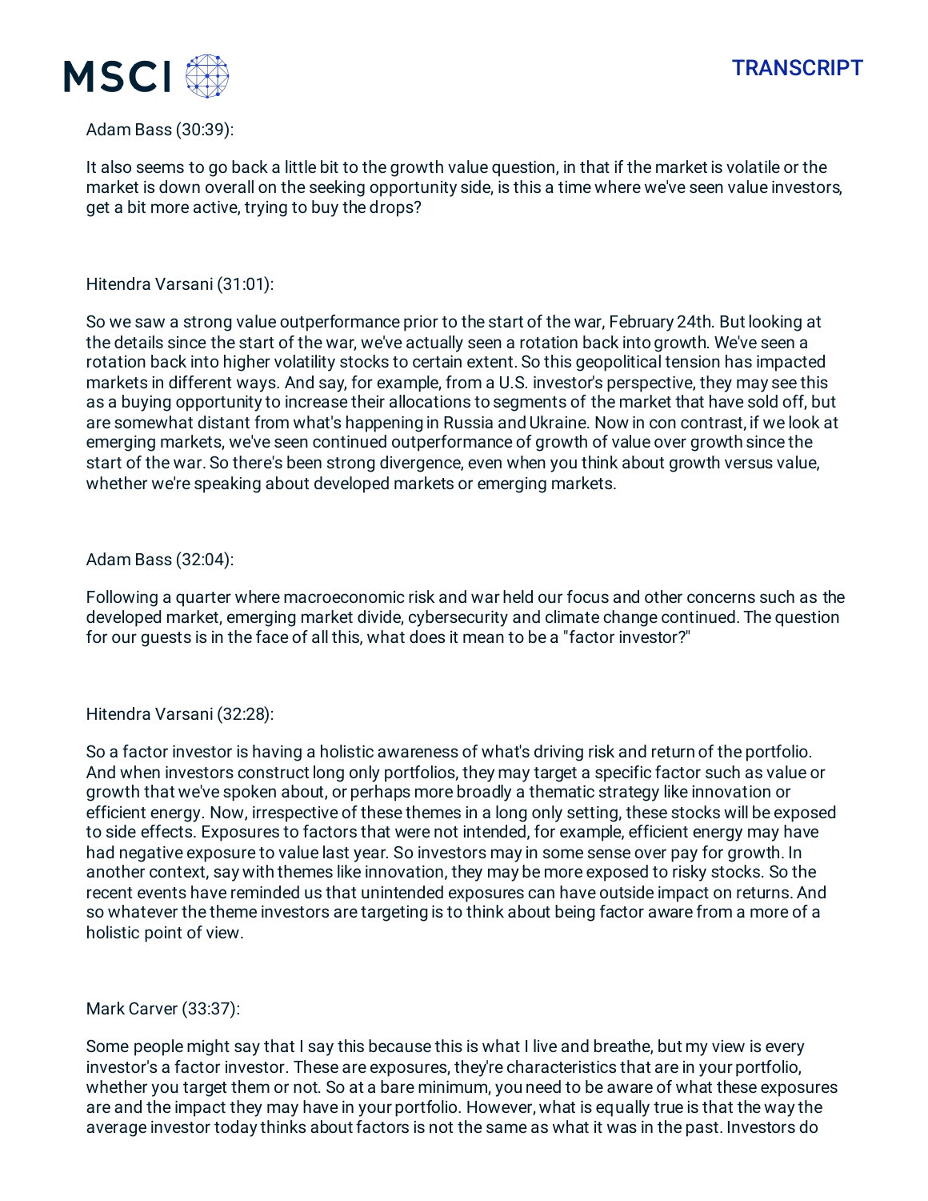Adam Bass (30:39):

It also seems to go back a little bit to the growth value question, in that if the market is volatile or the market is down overall on the seeking opportunity side, is this a time where we've seen value investors, get a bit more active, trying to buy the drops?

Hitendra Varsani (31:01):

So we saw a strong value outperformance prior to the start of the war, February 24th. But looking at the details since the start of the war, we've actually seen a rotation back into growth. We've seen a rotation back into higher volatility stocks to certain extent. So this geopolitical tension has impacted markets in different ways. And say, for example, from a U.S. investor's perspective, they may see this as a buying opportunity to increase their allocations to segments of the market that have sold off, but are somewhat distant from what's happening in Russia and Ukraine. Now in con contrast, if we look at emerging markets, we've seen continued outperformance of growth of value over growth since the start of the war. So there's been strong divergence, even when you think about growth versus value, whether we're speaking about developed markets or emerging markets.

Adam Bass (32:04):

Following a quarter where macroeconomic risk and war held our focus and other concerns such as the developed market, emerging market divide, cybersecurity and climate change continued. The question for our guests is in the face of all this, what does it mean to be a "factor investor?"

Hitendra Varsani (32:28):

So a factor investor is having a holistic awareness of what's driving risk and return of the portfolio. And when investors construct long only portfolios, they may target a specific factor such as value or growth that we've spoken about, or perhaps more broadly a thematic strategy like innovation or efficient energy. Now, irrespective of these themes in a long only setting, these stocks will be exposed to side effects. Exposures to factors that were not intended, for example, efficient energy may have had negative exposure to value last year. So investors may in some sense over pay for growth. In another context, say with themes like innovation, they may be more exposed to risky stocks. So the recent events have reminded us that unintended exposures can have outside impact on returns. And so whatever the theme investors are targeting is to think about being factor aware from a more of a holistic point of view.

Mark Carver (33:37):

Some people might say that I say this because this is what I live and breathe, but my view is every investor's a factor investor. These are exposures, they're characteristics that are in your portfolio, whether you target them or not. So at a bare minimum, you need to be aware of what these exposures are and the impact they may have in your portfolio. However, what is equally true is that the way the average investor today thinks about factors is not the same as what it was in the past. Investors do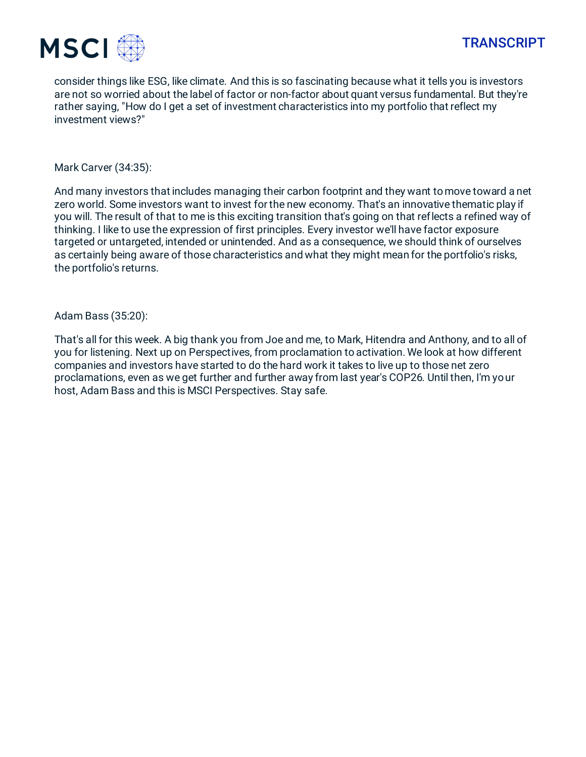consider things like ESG, like climate. And this is so fascinating because what it tells you is investors are not so worried about the label of factor or non-factor about quant versus fundamental. But they're rather saying, "How do I get a set of investment characteristics into my portfolio that reflect my investment views?"

Mark Carver (34:35):

And many investors that includes managing their carbon footprint and they want to move toward a net zero world. Some investors want to invest for the new economy. That's an innovative thematic play if you will. The result of that to me is this exciting transition that's going on that reflects a refined way of thinking. I like to use the expression of first principles. Every investor we'll have factor exposure targeted or untargeted, intended or unintended. And as a consequence, we should think of ourselves as certainly being aware of those characteristics and what they might mean for the portfolio's risks, the portfolio's returns.

Adam Bass (35:20):

That's all for this week. A big thank you from Joe and me, to Mark, Hitendra and Anthony, and to all of you for listening. Next up on Perspectives, from proclamation to activation. We look at how different companies and investors have started to do the hard work it takes to live up to those net zero proclamations, even as we get further and further away from last year's COP26. Until then, I'm your host, Adam Bass and this is MSCI Perspectives. Stay safe.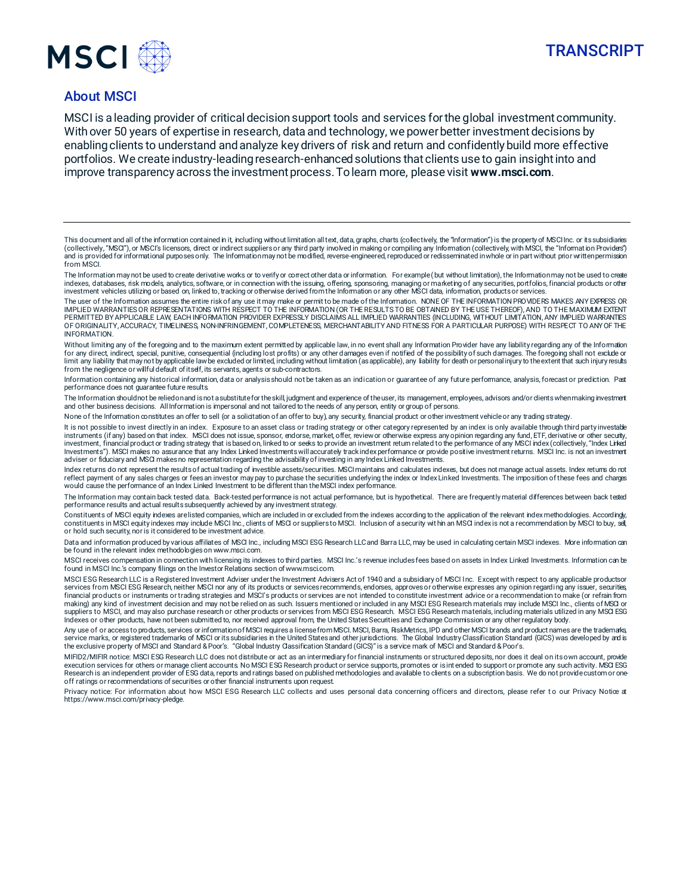## About MSCI

MSCI is a leading provider of critical decision support tools and services for the global investment community. With over 50 years of expertise in research, data and technology, we power better investment decisions by enabling clients to understand and analyze key drivers of risk and return and confidently build more effective portfolios. We create industry-leading research-enhanced solutions that clients use to gain insight into and improve transparency across the investment process. To learn more, please visit **www.msci.com**.

---

This document and all of the information contained in it, including without limitation all text, data, graphs, charts (collectively, the "Information") is the property of MSCI Inc. or its subsidiaries (collectively, "MSCI"), or MSCI's licensors, direct or indirect suppliers or any third party involved in making or compiling any Information (collectively, with MSCI, the "Information Providers") and is provided for informational purposes only. The Information may not be modified, reverse-engineered, reproduced or redisseminated in whole or in part without prior written permission from MSCI.

The Information may not be used to create derivative works or to verify or correct other data or information. For example (but without limitation), the Information may not be used to create indexes, databases, risk models, analytics, software, or in connection with the issuing, offering, sponsoring, managing or marketing of any securities, portfolios, financial products or other investment vehicles utilizing or based on, linked to, tracking or otherwise derived from the Information or any other MSCI data, information, products or services.

The user of the Information assumes the entire risk of any use it may make or permit to be made of the Information. NONE OF THE INFORMATION PROVIDERS MAKES ANY EXPRESS OR IMPLIED WARRANTIES OR REPRESENTATIONS WITH RESPECT TO THE INFORMATION (OR THE RESULTS TO BE OBTAINED BY THE USE THEREOF), AND TO THE MAXIMUM EXTENT PERMITTED BY APPLICABLE LAW, EACH INFORMATION PROVIDER EXPRESSLY DISCLAIMS ALL IMPLIED WARRANTIES (INCLUDING, WITHOUT LIMITATION, ANY IMPLIED WARRANTIES OF ORIGINALITY, ACCURACY, TIMELINESS, NON-INFRINGEMENT, COMPLETENESS, MERCHANTABILITY AND FITNESS FOR A PARTICULAR PURPOSE) WITH RESPECT TO ANY OF THE INFORMATION.

Without limiting any of the foregoing and to the maximum extent permitted by applicable law, in no event shall any Information Provider have any liability regarding any of the Information for any direct, indirect, special, punitive, consequential (including lost profits) or any other damages even if notified of the possibility of such damages. The foregoing shall not exclude or limit any liability that may not by applicable law be excluded or limited, including without limitation (as applicable), any liability for death or personal injury to the extent that such injury results from the negligence or willful default of itself, its servants, agents or sub-contractors.

Information containing any historical information, data or analysis should not be taken as an indication or guarantee of any future performance, analysis, forecast or prediction. Past performance does not guarantee future results.

The Information should not be relied on and is not a substitute for the skill, judgment and experience of the user, its management, employees, advisors and/or clients when making investment and other business decisions. All Information is impersonal and not tailored to the needs of any person, entity or group of persons.

None of the Information constitutes an offer to sell (or a solicitation of an offer to buy), any security, financial product or other investment vehicle or any trading strategy.

It is not possible to invest directly in an index. Exposure to an asset class or trading strategy or other category represented by an index is only available through third party investable instruments (if any) based on that index. MSCI does not issue, sponsor, endorse, market, offer, review or otherwise express any opinion regarding any fund, ETF, derivative or other security, investment, financial product or trading strategy that is based on, linked to or seeks to provide an investment return related to the performance of any MSCI index (collectively, "Index Linked Investments"). MSCI makes no assurance that any Index Linked Investments will accurately track index performance or provide positive investment returns. MSCI Inc. is not an investment adviser or fiduciary and MSCI makes no representation regarding the advisability of investing in any Index Linked Investments.

Index returns do not represent the results of actual trading of investible assets/securities. MSCI maintains and calculates indexes, but does not manage actual assets. Index returns do not reflect payment of any sales charges or fees an investor may pay to purchase the securities underlying the index or Index Linked Investments. The imposition of these fees and charges would cause the performance of an Index Linked Investment to be different than the MSCI index performance.

The Information may contain back tested data. Back-tested performance is not actual performance, but is hypothetical. There are frequently material differences between back tested performance results and actual results subsequently achieved by any investment strategy.

Constituents of MSCI equity indexes are listed companies, which are included in or excluded from the indexes according to the application of the relevant index methodologies. Accordingly, constituents in MSCI equity indexes may include MSCI Inc., clients of MSCI or suppliers to MSCI. Inclusion of a security within an MSCI index is not a recommendation by MSCI to buy, sell, or hold such security, nor is it considered to be investment advice.

Data and information produced by various affiliates of MSCI Inc., including MSCI ESG Research LLC and Barra LLC, may be used in calculating certain MSCI indexes. More information can be found in the relevant index methodologies on www.msci.com.

MSCI receives compensation in connection with licensing its indexes to third parties. MSCI Inc.'s revenue includes fees based on assets in Index Linked Investments. Information can be found in MSCI Inc.'s company filings on the Investor Relations section of www.msci.com.

MSCI ESG Research LLC is a Registered Investment Adviser under the Investment Advisers Act of 1940 and a subsidiary of MSCI Inc. Except with respect to any applicable products or services from MSCI ESG Research, neither MSCI nor any of its products or services recommends, endorses, approves or otherwise expresses any opinion regarding any issuer, securities, financial products or instruments or trading strategies and MSCI's products or services are not intended to constitute investment advice or a recommendation to make (or refrain from making) any kind of investment decision and may not be relied on as such. Issuers mentioned or included in any MSCI ESG Research materials may include MSCI Inc., clients of MSCI or suppliers to MSCI, and may also purchase research or other products or services from MSCI ESG Research. MSCI ESG Research materials, including materials utilized in any MSCI ESG Indexes or other products, have not been submitted to, nor received approval from, the United States Securities and Exchange Commission or any other regulatory body.

Any use of or access to products, services or information of MSCI requires a license from MSCI. MSCI, Barra, RiskMetrics, IPD and other MSCI brands and product names are the trademarks, service marks, or registered trademarks of MSCI or its subsidiaries in the United States and other jurisdictions. The Global Industry Classification Standard (GICS) was developed by and is the exclusive property of MSCI and Standard & Poor's. "Global Industry Classification Standard (GICS)" is a service mark of MSCI and Standard & Poor's.

MIFID2/MIFIR notice: MSCI ESG Research LLC does not distribute or act as an intermediary for financial instruments or structured deposits, nor does it deal on its own account, provide execution services for others or manage client accounts. No MSCI ESG Research product or service supports, promotes or is intended to support or promote any such activity. MSCI ESG Research is an independent provider of ESG data, reports and ratings based on published methodologies and available to clients on a subscription basis. We do not provide custom or one-off ratings or recommendations of securities or other financial instruments upon request.

Privacy notice: For information about how MSCI ESG Research LLC collects and uses personal data concerning officers and directors, please refer to our Privacy Notice at https://www.msci.com/privacy-pledge.